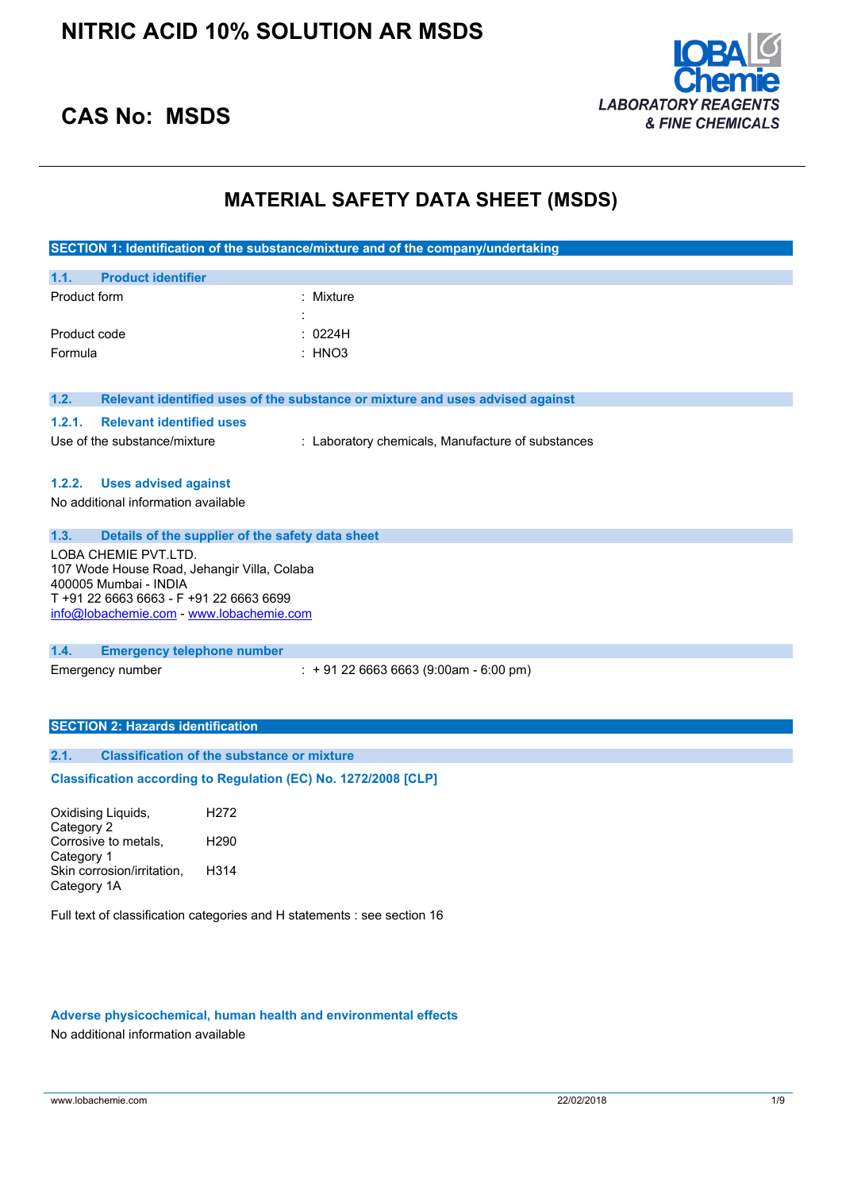# NITRIC ACID 10% SOLUTION AR MSDS

## CAS No: MSDS

LOBA Chemie
*LABORATORY REAGENTS & FINE CHEMICALS*

# MATERIAL SAFETY DATA SHEET (MSDS)

## SECTION 1: Identification of the substance/mixture and of the company/undertaking

### 1.1. Product identifier

| | |
|---|---|
| Product form | : Mixture |
| | : |
| Product code | : 0224H |
| Formula | : HNO3 |

### 1.2. Relevant identified uses of the substance or mixture and uses advised against

#### 1.2.1. Relevant identified uses

Use of the substance/mixture : Laboratory chemicals, Manufacture of substances

#### 1.2.2. Uses advised against

No additional information available

### 1.3. Details of the supplier of the safety data sheet

LOBA CHEMIE PVT.LTD.
107 Wode House Road, Jehangir Villa, Colaba
400005 Mumbai - INDIA
T +91 22 6663 6663 - F +91 22 6663 6699
info@lobachemie.com - www.lobachemie.com

### 1.4. Emergency telephone number

Emergency number : + 91 22 6663 6663 (9:00am - 6:00 pm)

## SECTION 2: Hazards identification

### 2.1. Classification of the substance or mixture

**Classification according to Regulation (EC) No. 1272/2008 [CLP]**

| | |
|---|---|
| Oxidising Liquids, Category 2 | H272 |
| Corrosive to metals, Category 1 | H290 |
| Skin corrosion/irritation, Category 1A | H314 |

Full text of classification categories and H statements : see section 16

**Adverse physicochemical, human health and environmental effects**

No additional information available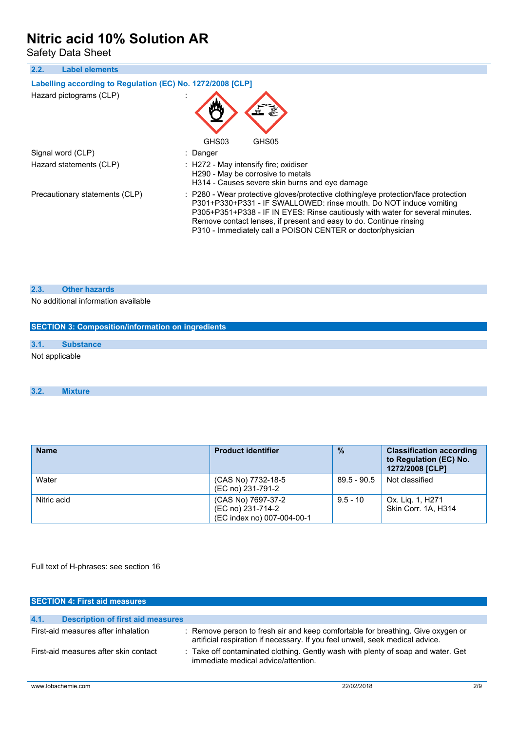### 2.2. Label elements

**Labelling according to Regulation (EC) No. 1272/2008 [CLP]**

Hazard pictograms (CLP) :

GHS03 GHS05

Signal word (CLP) : Danger

Hazard statements (CLP) : H272 - May intensify fire; oxidiser
H290 - May be corrosive to metals
H314 - Causes severe skin burns and eye damage

Precautionary statements (CLP) : P280 - Wear protective gloves/protective clothing/eye protection/face protection
P301+P330+P331 - IF SWALLOWED: rinse mouth. Do NOT induce vomiting
P305+P351+P338 - IF IN EYES: Rinse cautiously with water for several minutes. Remove contact lenses, if present and easy to do. Continue rinsing
P310 - Immediately call a POISON CENTER or doctor/physician

### 2.3. Other hazards

No additional information available

## SECTION 3: Composition/information on ingredients

### 3.1. Substance

Not applicable

### 3.2. Mixture

| Name | Product identifier | % | Classification according to Regulation (EC) No. 1272/2008 [CLP] |
|---|---|---|---|
| Water | (CAS No) 7732-18-5<br>(EC no) 231-791-2 | 89.5 - 90.5 | Not classified |
| Nitric acid | (CAS No) 7697-37-2<br>(EC no) 231-714-2<br>(EC index no) 007-004-00-1 | 9.5 - 10 | Ox. Liq. 1, H271<br>Skin Corr. 1A, H314 |

Full text of H-phrases: see section 16

## SECTION 4: First aid measures

### 4.1. Description of first aid measures

First-aid measures after inhalation : Remove person to fresh air and keep comfortable for breathing. Give oxygen or artificial respiration if necessary. If you feel unwell, seek medical advice.

First-aid measures after skin contact : Take off contaminated clothing. Gently wash with plenty of soap and water. Get immediate medical advice/attention.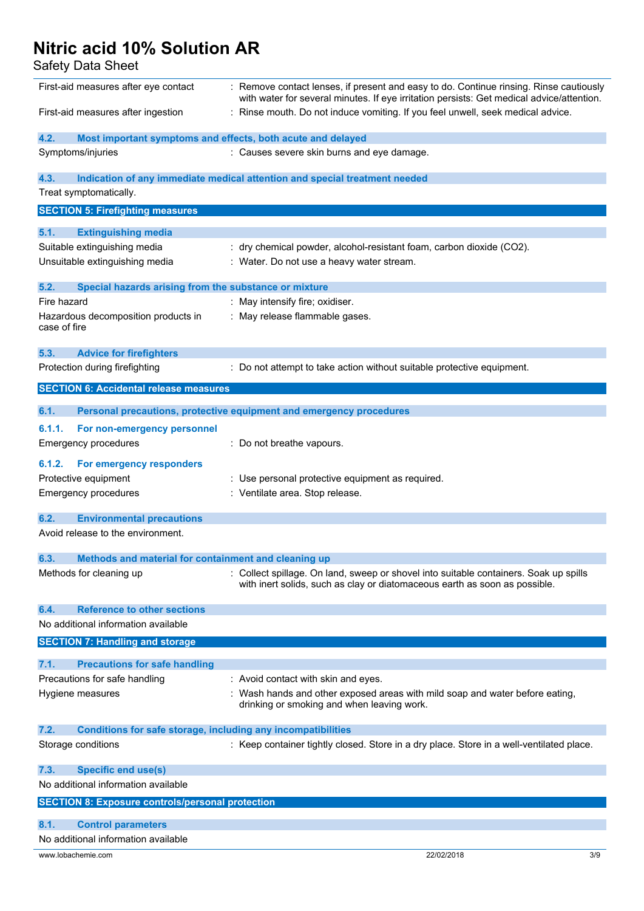First-aid measures after eye contact : Remove contact lenses, if present and easy to do. Continue rinsing. Rinse cautiously with water for several minutes. If eye irritation persists: Get medical advice/attention.

First-aid measures after ingestion : Rinse mouth. Do not induce vomiting. If you feel unwell, seek medical advice.

### 4.2. Most important symptoms and effects, both acute and delayed

Symptoms/injuries : Causes severe skin burns and eye damage.

### 4.3. Indication of any immediate medical attention and special treatment needed

Treat symptomatically.

## SECTION 5: Firefighting measures

### 5.1. Extinguishing media

Suitable extinguishing media : dry chemical powder, alcohol-resistant foam, carbon dioxide ($CO_2$).

Unsuitable extinguishing media : Water. Do not use a heavy water stream.

### 5.2. Special hazards arising from the substance or mixture

Fire hazard : May intensify fire; oxidiser.

Hazardous decomposition products in case of fire : May release flammable gases.

### 5.3. Advice for firefighters

Protection during firefighting : Do not attempt to take action without suitable protective equipment.

## SECTION 6: Accidental release measures

### 6.1. Personal precautions, protective equipment and emergency procedures

#### 6.1.1. For non-emergency personnel

Emergency procedures : Do not breathe vapours.

#### 6.1.2. For emergency responders

Protective equipment : Use personal protective equipment as required.

Emergency procedures : Ventilate area. Stop release.

### 6.2. Environmental precautions

Avoid release to the environment.

### 6.3. Methods and material for containment and cleaning up

Methods for cleaning up : Collect spillage. On land, sweep or shovel into suitable containers. Soak up spills with inert solids, such as clay or diatomaceous earth as soon as possible.

### 6.4. Reference to other sections

No additional information available

## SECTION 7: Handling and storage

### 7.1. Precautions for safe handling

Precautions for safe handling : Avoid contact with skin and eyes.

Hygiene measures : Wash hands and other exposed areas with mild soap and water before eating, drinking or smoking and when leaving work.

### 7.2. Conditions for safe storage, including any incompatibilities

Storage conditions : Keep container tightly closed. Store in a dry place. Store in a well-ventilated place.

### 7.3. Specific end use(s)

No additional information available

## SECTION 8: Exposure controls/personal protection

### 8.1. Control parameters

No additional information available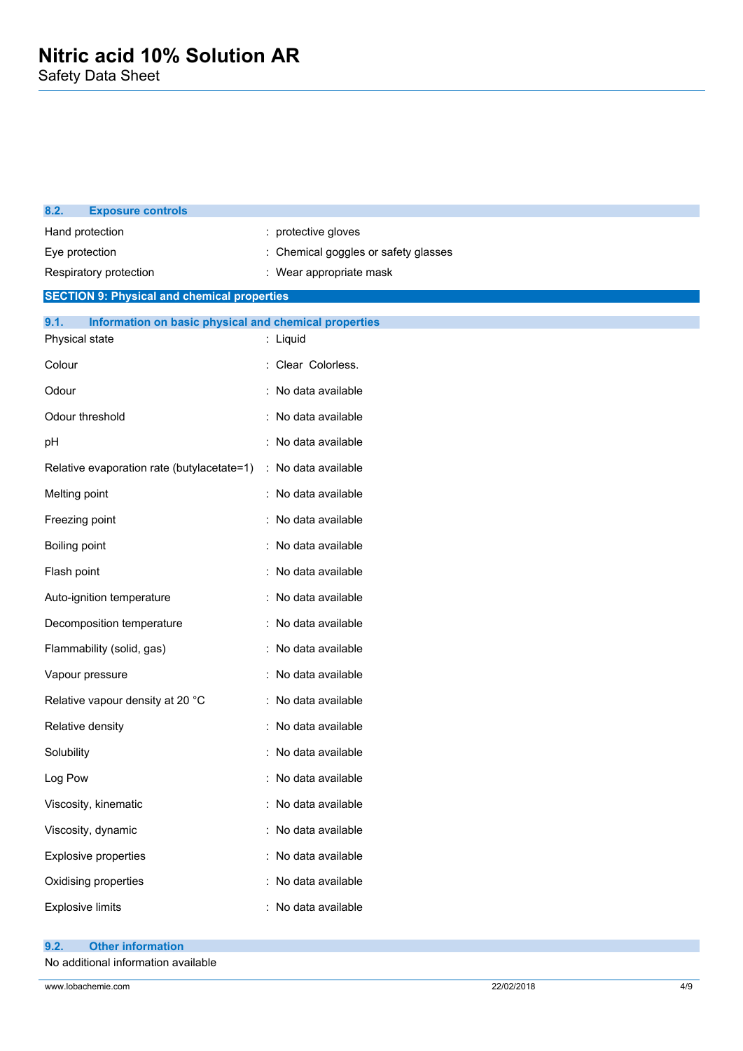### 8.2. Exposure controls

| | |
|---|---|
| Hand protection | : protective gloves |
| Eye protection | : Chemical goggles or safety glasses |
| Respiratory protection | : Wear appropriate mask |

## SECTION 9: Physical and chemical properties

### 9.1. Information on basic physical and chemical properties

| | |
|---|---|
| Physical state | : Liquid |
| Colour | : Clear Colorless. |
| Odour | : No data available |
| Odour threshold | : No data available |
| pH | : No data available |
| Relative evaporation rate (butylacetate=1) | : No data available |
| Melting point | : No data available |
| Freezing point | : No data available |
| Boiling point | : No data available |
| Flash point | : No data available |
| Auto-ignition temperature | : No data available |
| Decomposition temperature | : No data available |
| Flammability (solid, gas) | : No data available |
| Vapour pressure | : No data available |
| Relative vapour density at 20 °C | : No data available |
| Relative density | : No data available |
| Solubility | : No data available |
| Log Pow | : No data available |
| Viscosity, kinematic | : No data available |
| Viscosity, dynamic | : No data available |
| Explosive properties | : No data available |
| Oxidising properties | : No data available |
| Explosive limits | : No data available |

### 9.2. Other information

No additional information available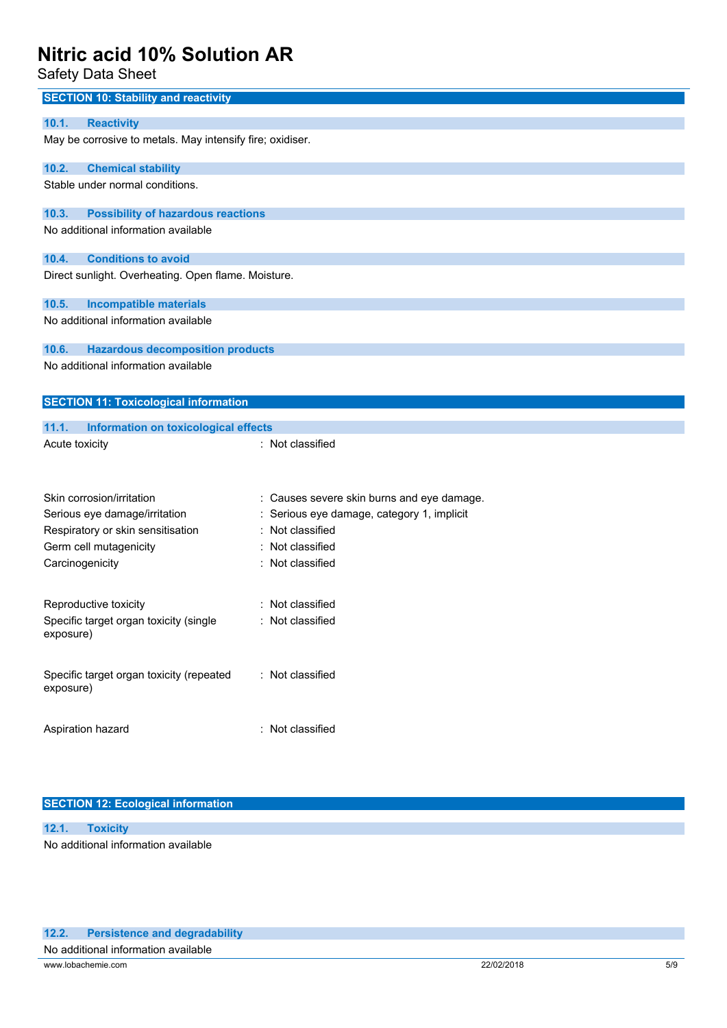## SECTION 10: Stability and reactivity

### 10.1. Reactivity

May be corrosive to metals. May intensify fire; oxidiser.

### 10.2. Chemical stability

Stable under normal conditions.

### 10.3. Possibility of hazardous reactions

No additional information available

### 10.4. Conditions to avoid

Direct sunlight. Overheating. Open flame. Moisture.

### 10.5. Incompatible materials

No additional information available

### 10.6. Hazardous decomposition products

No additional information available

## SECTION 11: Toxicological information

### 11.1. Information on toxicological effects

| | |
|---|---|
| Acute toxicity | : Not classified |
| Skin corrosion/irritation | : Causes severe skin burns and eye damage. |
| Serious eye damage/irritation | : Serious eye damage, category 1, implicit |
| Respiratory or skin sensitisation | : Not classified |
| Germ cell mutagenicity | : Not classified |
| Carcinogenicity | : Not classified |
| Reproductive toxicity | : Not classified |
| Specific target organ toxicity (single exposure) | : Not classified |
| Specific target organ toxicity (repeated exposure) | : Not classified |
| Aspiration hazard | : Not classified |

## SECTION 12: Ecological information

### 12.1. Toxicity

No additional information available

### 12.2. Persistence and degradability

No additional information available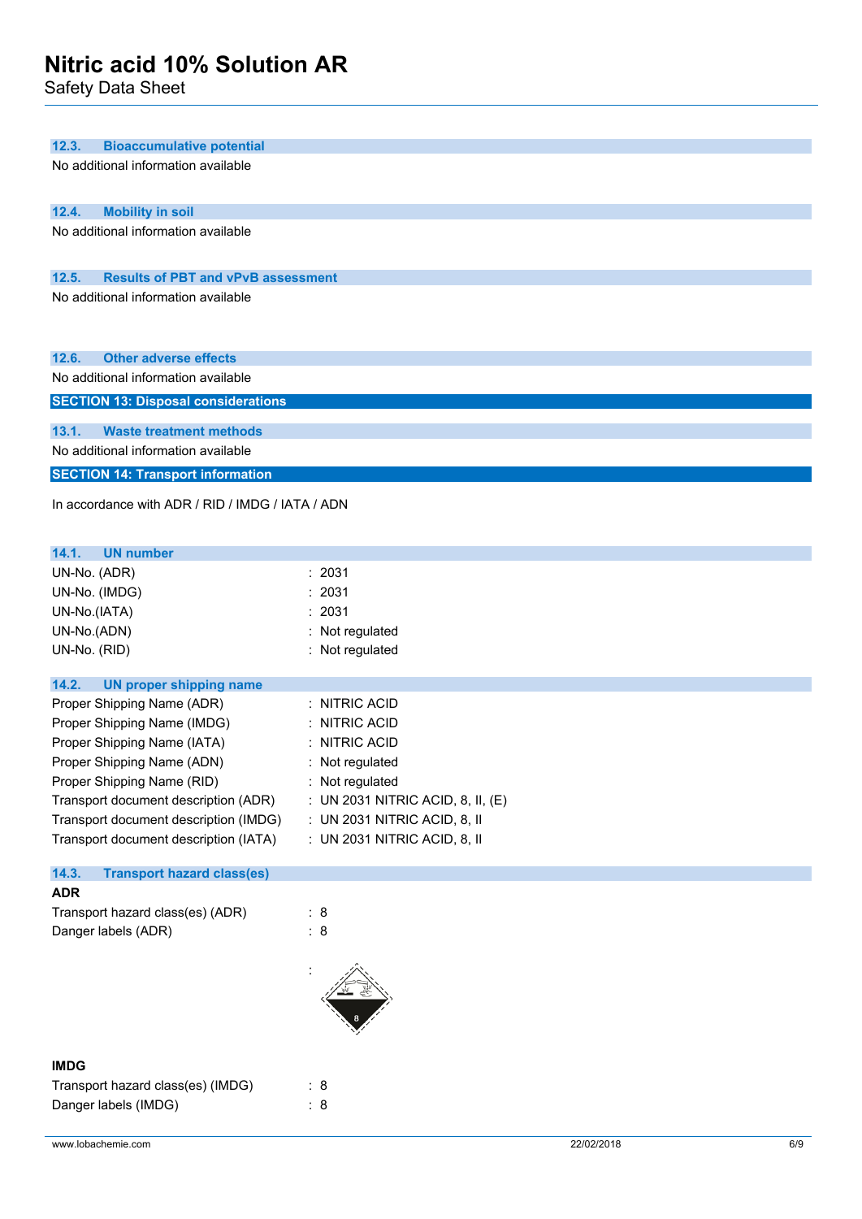### 12.3. Bioaccumulative potential

No additional information available

### 12.4. Mobility in soil

No additional information available

### 12.5. Results of PBT and vPvB assessment

No additional information available

### 12.6. Other adverse effects

No additional information available

## SECTION 13: Disposal considerations

### 13.1. Waste treatment methods

No additional information available

## SECTION 14: Transport information

In accordance with ADR / RID / IMDG / IATA / ADN

### 14.1. UN number

| | |
|---|---|
| UN-No. (ADR) | : 2031 |
| UN-No. (IMDG) | : 2031 |
| UN-No.(IATA) | : 2031 |
| UN-No.(ADN) | : Not regulated |
| UN-No. (RID) | : Not regulated |

### 14.2. UN proper shipping name

| | |
|---|---|
| Proper Shipping Name (ADR) | : NITRIC ACID |
| Proper Shipping Name (IMDG) | : NITRIC ACID |
| Proper Shipping Name (IATA) | : NITRIC ACID |
| Proper Shipping Name (ADN) | : Not regulated |
| Proper Shipping Name (RID) | : Not regulated |
| Transport document description (ADR) | : UN 2031 NITRIC ACID, 8, II, (E) |
| Transport document description (IMDG) | : UN 2031 NITRIC ACID, 8, II |
| Transport document description (IATA) | : UN 2031 NITRIC ACID, 8, II |

### 14.3. Transport hazard class(es)

**ADR**

| | |
|---|---|
| Transport hazard class(es) (ADR) | : 8 |
| Danger labels (ADR) | : 8 |

:

**IMDG**

| | |
|---|---|
| Transport hazard class(es) (IMDG) | : 8 |
| Danger labels (IMDG) | : 8 |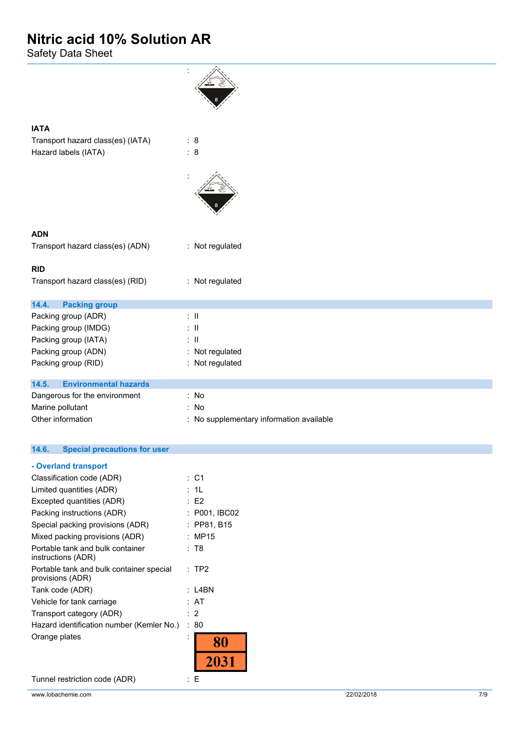:

**IATA**

Transport hazard class(es) (IATA) : 8

Hazard labels (IATA) : 8

:

**ADN**

Transport hazard class(es) (ADN) : Not regulated

**RID**

Transport hazard class(es) (RID) : Not regulated

## 14.4. Packing group

| | |
|---|---|
| Packing group (ADR) | : II |
| Packing group (IMDG) | : II |
| Packing group (IATA) | : II |
| Packing group (ADN) | : Not regulated |
| Packing group (RID) | : Not regulated |

## 14.5. Environmental hazards

| | |
|---|---|
| Dangerous for the environment | : No |
| Marine pollutant | : No |
| Other information | : No supplementary information available |

## 14.6. Special precautions for user

### - Overland transport

| | |
|---|---|
| Classification code (ADR) | : C1 |
| Limited quantities (ADR) | : 1L |
| Excepted quantities (ADR) | : E2 |
| Packing instructions (ADR) | : P001, IBC02 |
| Special packing provisions (ADR) | : PP81, B15 |
| Mixed packing provisions (ADR) | : MP15 |
| Portable tank and bulk container instructions (ADR) | : T8 |
| Portable tank and bulk container special provisions (ADR) | : TP2 |
| Tank code (ADR) | : L4BN |
| Vehicle for tank carriage | : AT |
| Transport category (ADR) | : 2 |
| Hazard identification number (Kemler No.) | : 80 |
| Orange plates | : 80 / 2031 |
| Tunnel restriction code (ADR) | : E |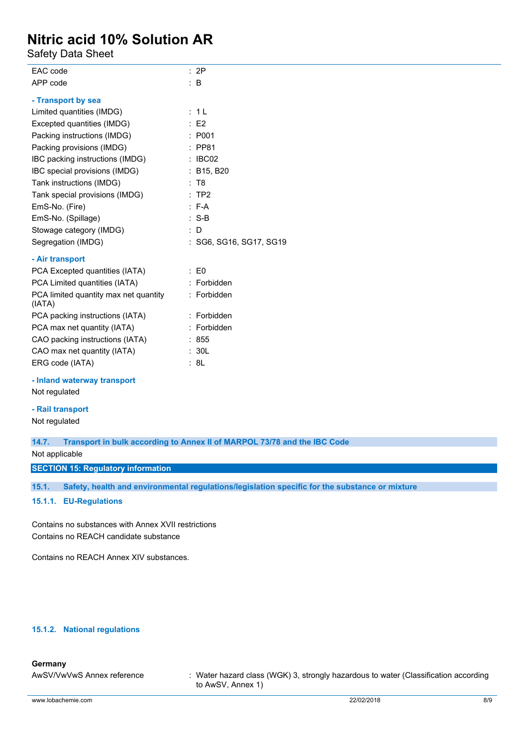| | |
|---|---|
| EAC code | : 2P |
| APP code | : B |

**- Transport by sea**

| | |
|---|---|
| Limited quantities (IMDG) | : 1 L |
| Excepted quantities (IMDG) | : E2 |
| Packing instructions (IMDG) | : P001 |
| Packing provisions (IMDG) | : PP81 |
| IBC packing instructions (IMDG) | : IBC02 |
| IBC special provisions (IMDG) | : B15, B20 |
| Tank instructions (IMDG) | : T8 |
| Tank special provisions (IMDG) | : TP2 |
| EmS-No. (Fire) | : F-A |
| EmS-No. (Spillage) | : S-B |
| Stowage category (IMDG) | : D |
| Segregation (IMDG) | : SG6, SG16, SG17, SG19 |

**- Air transport**

| | |
|---|---|
| PCA Excepted quantities (IATA) | : E0 |
| PCA Limited quantities (IATA) | : Forbidden |
| PCA limited quantity max net quantity (IATA) | : Forbidden |
| PCA packing instructions (IATA) | : Forbidden |
| PCA max net quantity (IATA) | : Forbidden |
| CAO packing instructions (IATA) | : 855 |
| CAO max net quantity (IATA) | : 30L |
| ERG code (IATA) | : 8L |

**- Inland waterway transport**

Not regulated

**- Rail transport**

Not regulated

### 14.7. Transport in bulk according to Annex II of MARPOL 73/78 and the IBC Code

Not applicable

## SECTION 15: Regulatory information

### 15.1. Safety, health and environmental regulations/legislation specific for the substance or mixture

#### 15.1.1. EU-Regulations

Contains no substances with Annex XVII restrictions
Contains no REACH candidate substance

Contains no REACH Annex XIV substances.

#### 15.1.2. National regulations

**Germany**

| | |
|---|---|
| AwSV/VwVwS Annex reference | : Water hazard class (WGK) 3, strongly hazardous to water (Classification according to AwSV, Annex 1) |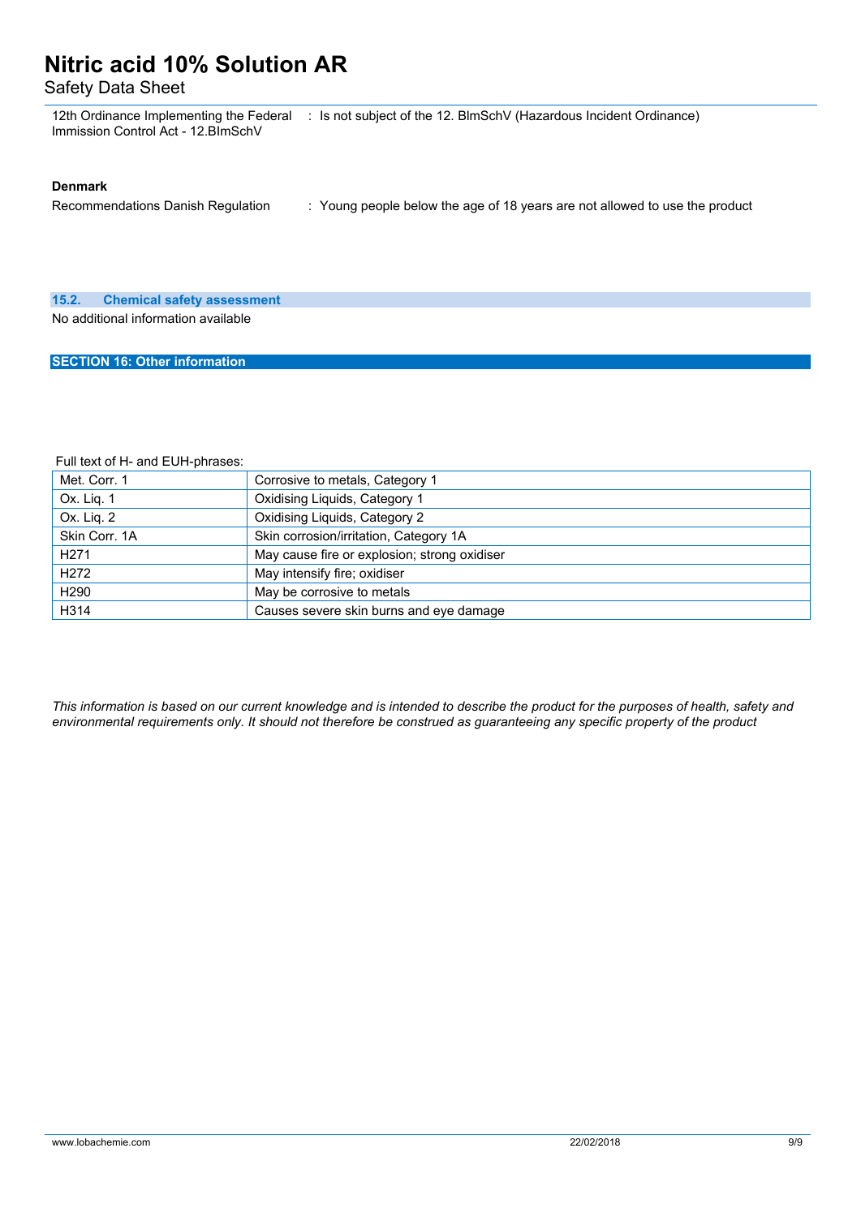| | |
|---|---|
| 12th Ordinance Implementing the Federal Immission Control Act - 12.BImSchV | : Is not subject of the 12. BlmSchV (Hazardous Incident Ordinance) |

**Denmark**

| | |
|---|---|
| Recommendations Danish Regulation | : Young people below the age of 18 years are not allowed to use the product |

### 15.2. Chemical safety assessment

No additional information available

## SECTION 16: Other information

Full text of H- and EUH-phrases:

| | |
|---|---|
| Met. Corr. 1 | Corrosive to metals, Category 1 |
| Ox. Liq. 1 | Oxidising Liquids, Category 1 |
| Ox. Liq. 2 | Oxidising Liquids, Category 2 |
| Skin Corr. 1A | Skin corrosion/irritation, Category 1A |
| H271 | May cause fire or explosion; strong oxidiser |
| H272 | May intensify fire; oxidiser |
| H290 | May be corrosive to metals |
| H314 | Causes severe skin burns and eye damage |

*This information is based on our current knowledge and is intended to describe the product for the purposes of health, safety and environmental requirements only. It should not therefore be construed as guaranteeing any specific property of the product*